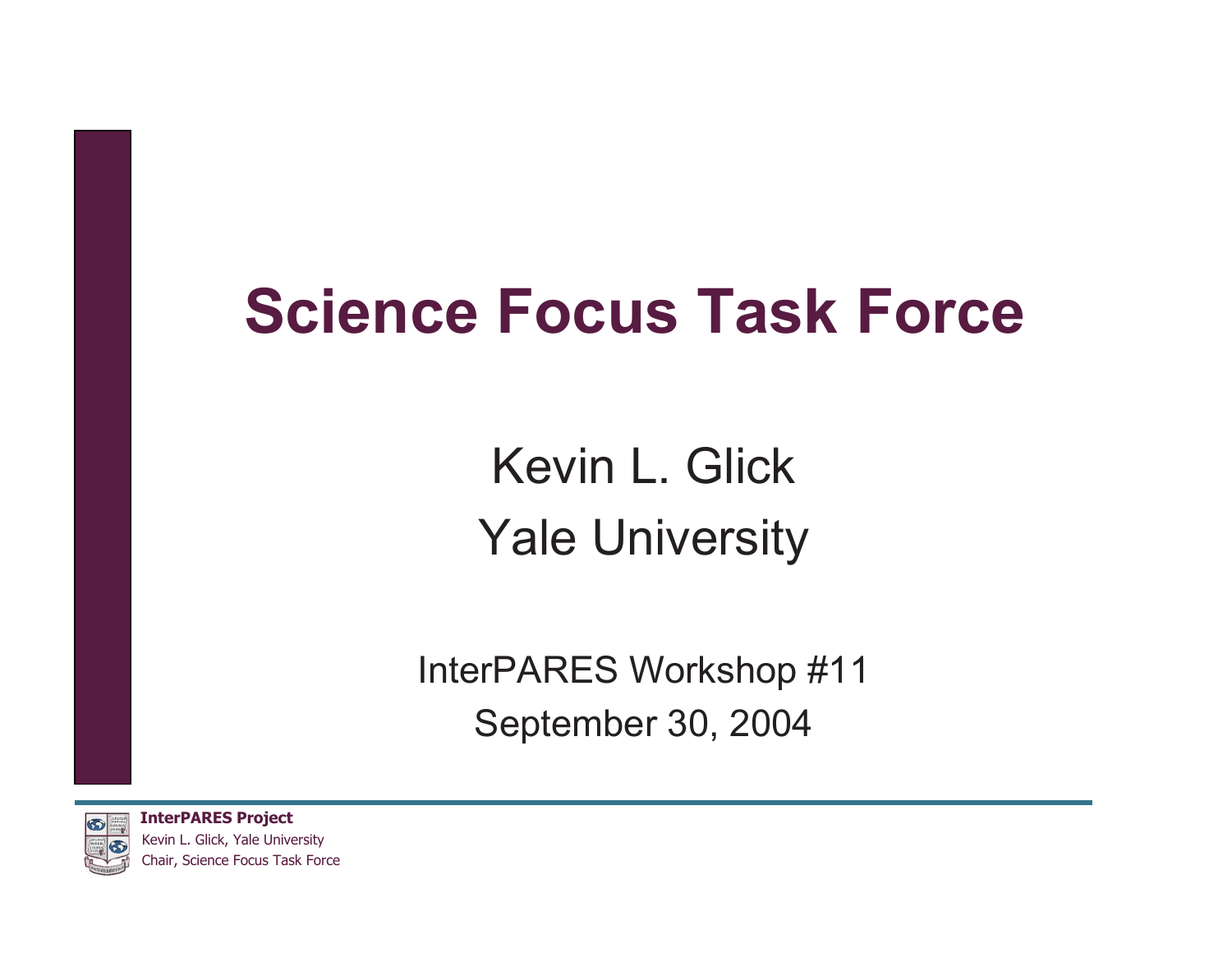# Science Focus Task Force

Kevin L. Glick

Yale University

InterPARES Workshop #11

September 30, 2004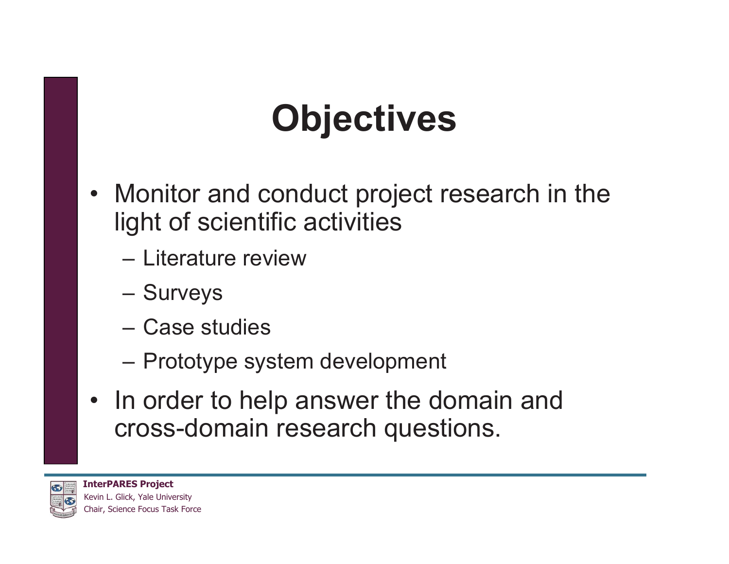# Objectives

- Monitor and conduct project research in the light of scientific activities
  - Literature review
  - Surveys
  - Case studies
  - Prototype system development
- In order to help answer the domain and cross-domain research questions.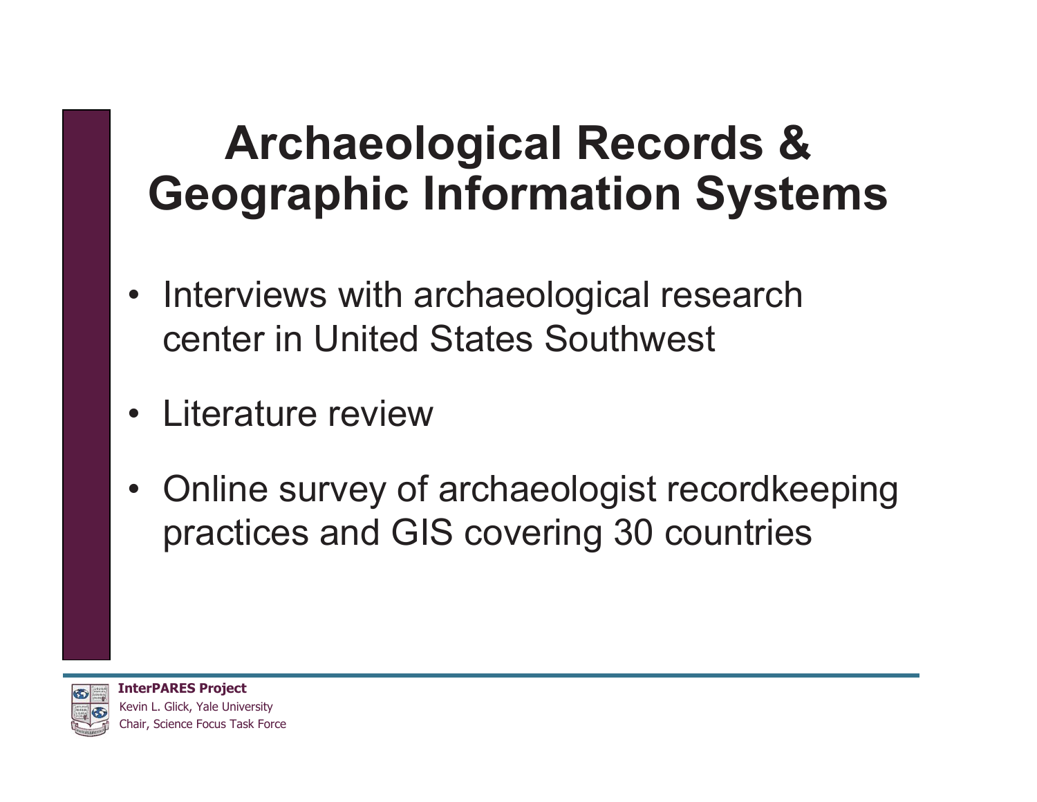# Archaeological Records & Geographic Information Systems

- Interviews with archaeological research center in United States Southwest
- Literature review
- Online survey of archaeologist recordkeeping practices and GIS covering 30 countries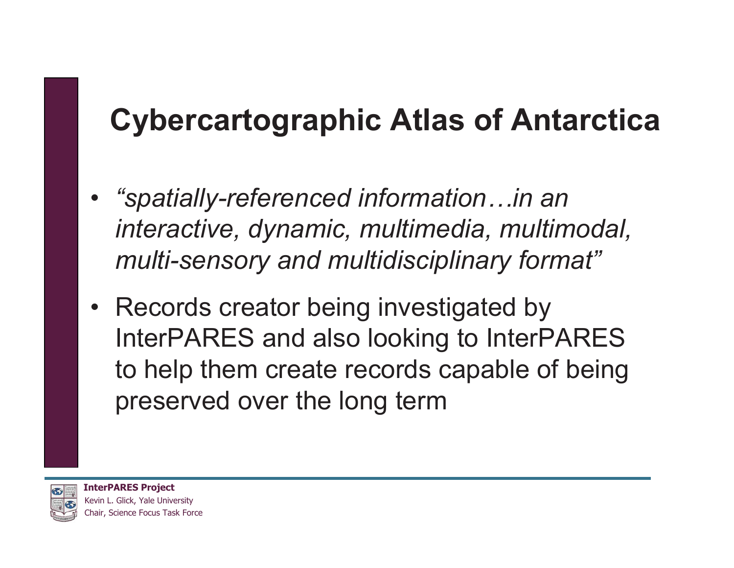# Cybercartographic Atlas of Antarctica

- *“spatially-referenced information…in an interactive, dynamic, multimedia, multimodal, multi-sensory and multidisciplinary format”*
- Records creator being investigated by InterPARES and also looking to InterPARES to help them create records capable of being preserved over the long term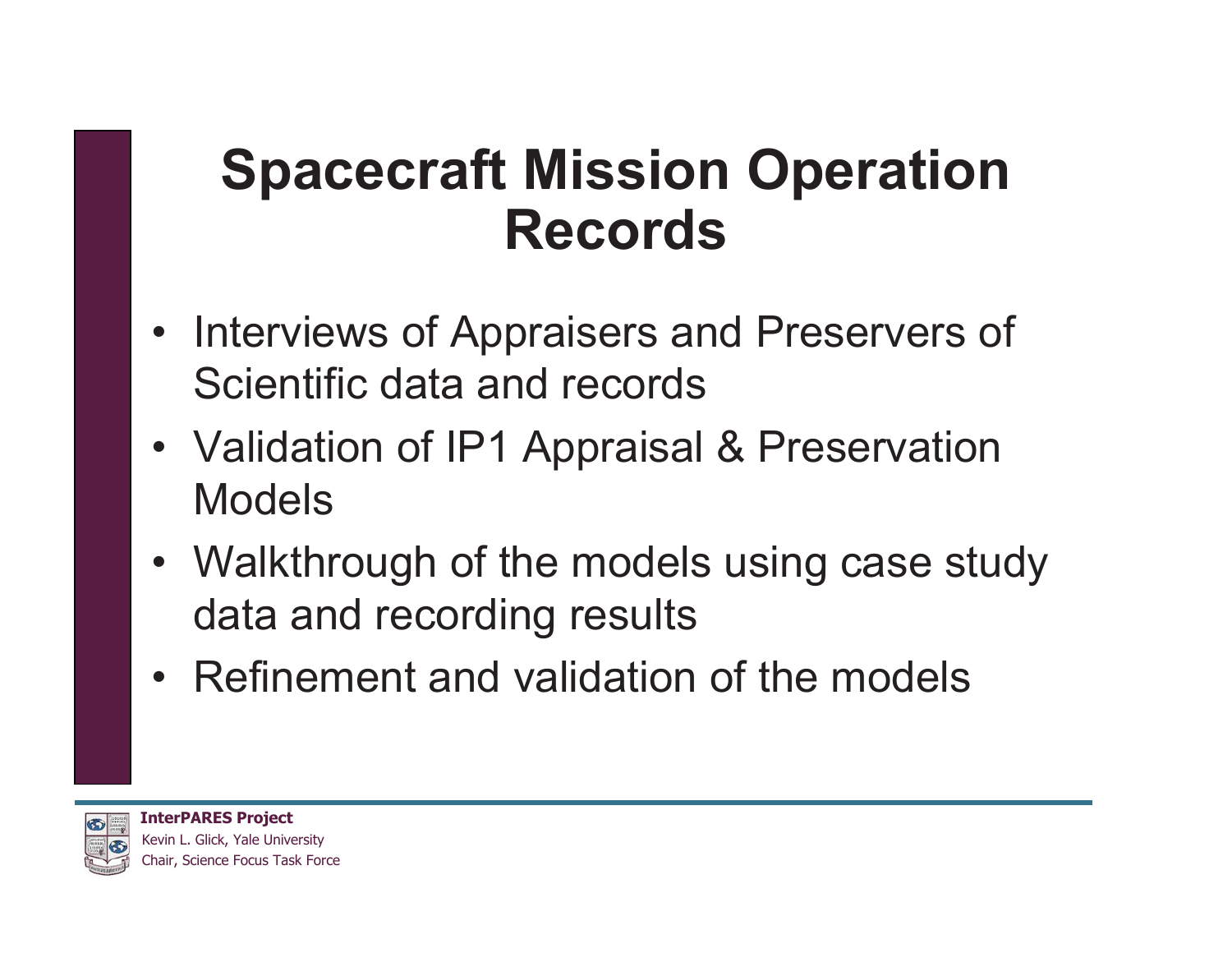# Spacecraft Mission Operation Records

- Interviews of Appraisers and Preservers of Scientific data and records
- Validation of IP1 Appraisal & Preservation Models
- Walkthrough of the models using case study data and recording results
- Refinement and validation of the models

**InterPARES Project**
Kevin L. Glick, Yale University
Chair, Science Focus Task Force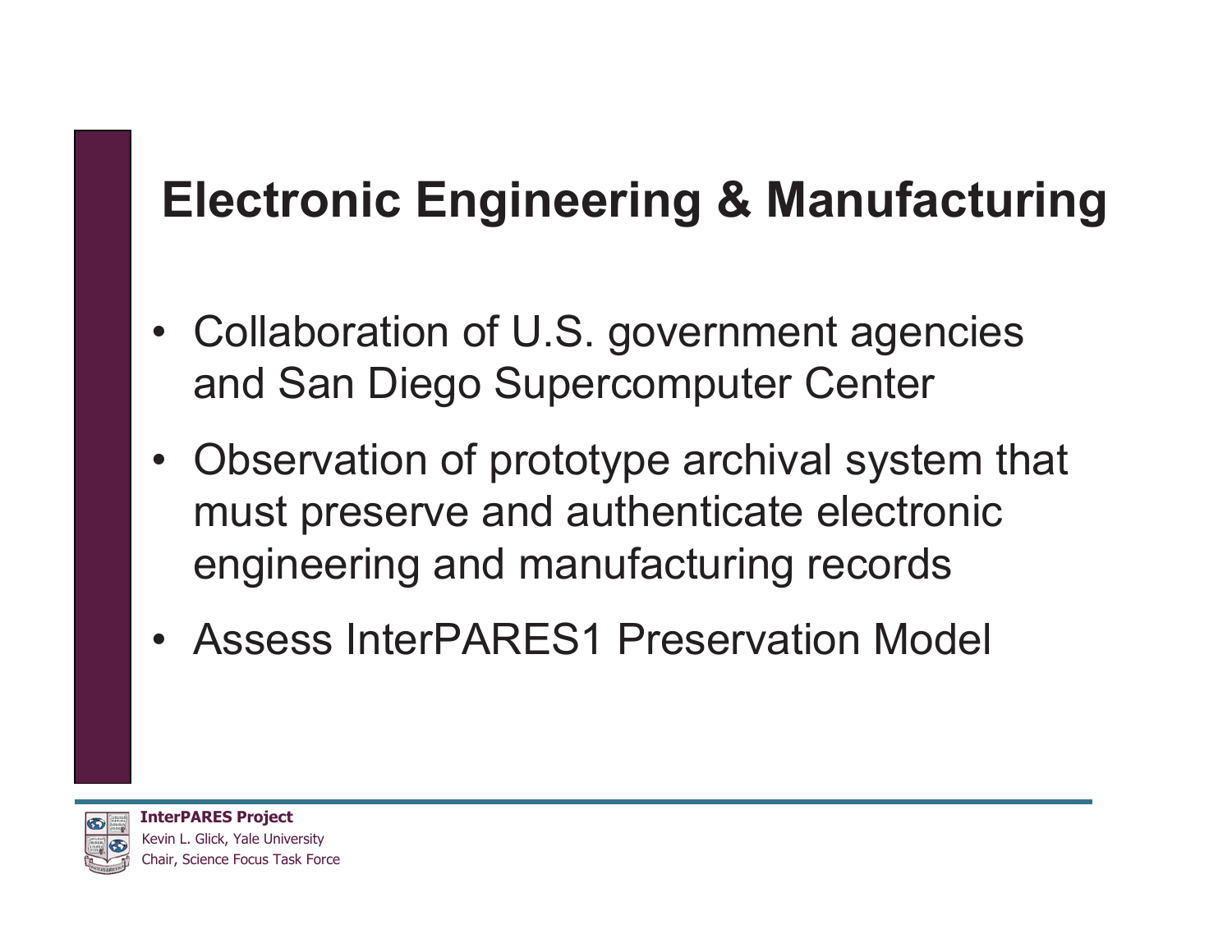# Electronic Engineering & Manufacturing

- Collaboration of U.S. government agencies and San Diego Supercomputer Center
- Observation of prototype archival system that must preserve and authenticate electronic engineering and manufacturing records
- Assess InterPARES1 Preservation Model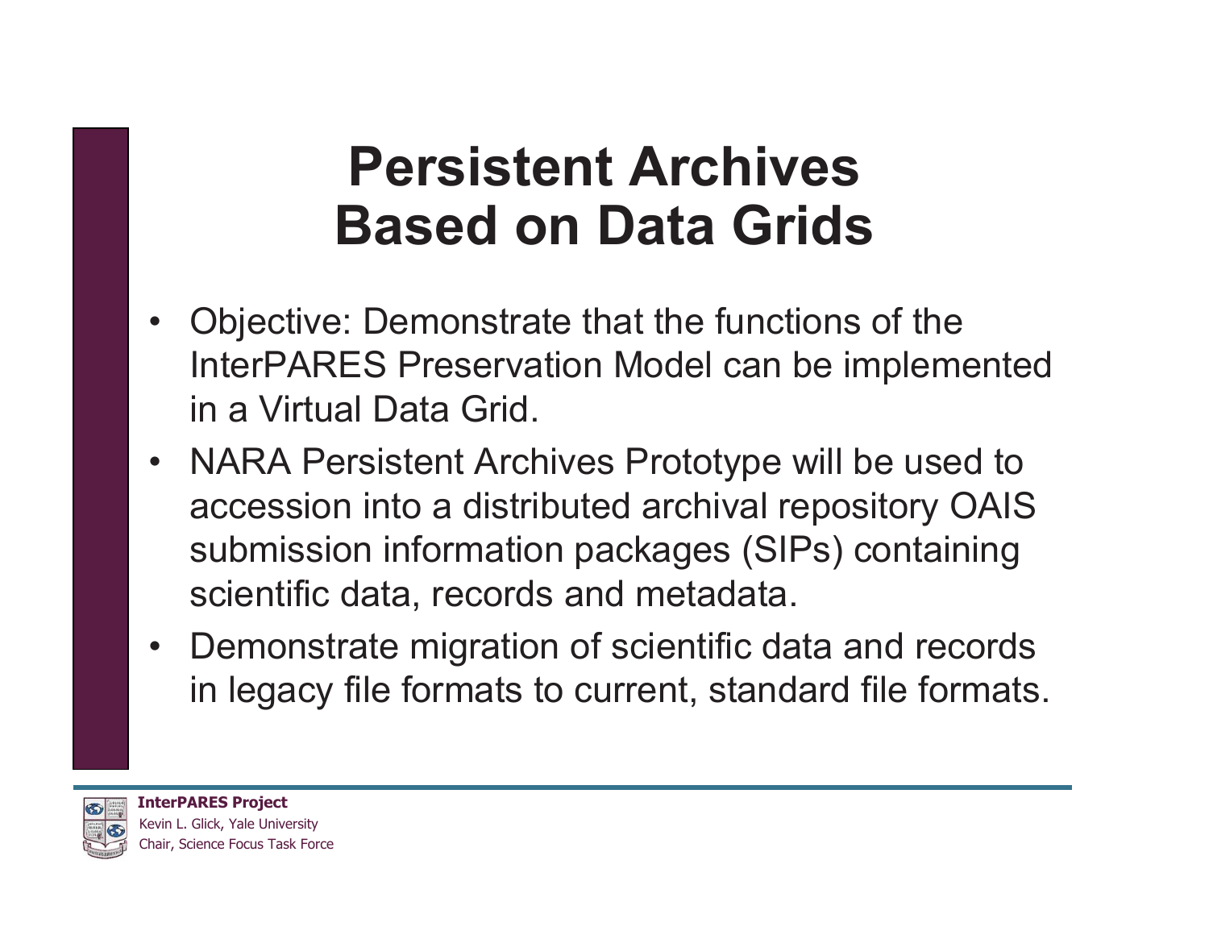# Persistent Archives Based on Data Grids

- Objective: Demonstrate that the functions of the InterPARES Preservation Model can be implemented in a Virtual Data Grid.
- NARA Persistent Archives Prototype will be used to accession into a distributed archival repository OAIS submission information packages (SIPs) containing scientific data, records and metadata.
- Demonstrate migration of scientific data and records in legacy file formats to current, standard file formats.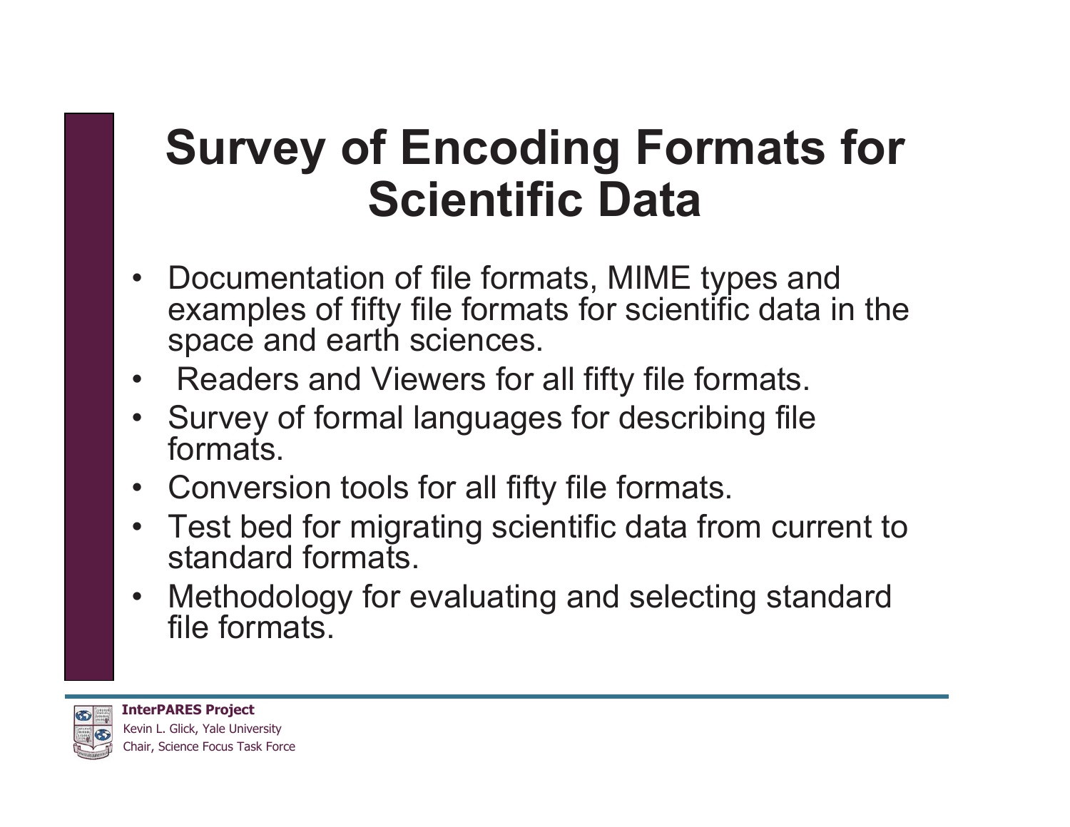# Survey of Encoding Formats for Scientific Data

- Documentation of file formats, MIME types and examples of fifty file formats for scientific data in the space and earth sciences.
- Readers and Viewers for all fifty file formats.
- Survey of formal languages for describing file formats.
- Conversion tools for all fifty file formats.
- Test bed for migrating scientific data from current to standard formats.
- Methodology for evaluating and selecting standard file formats.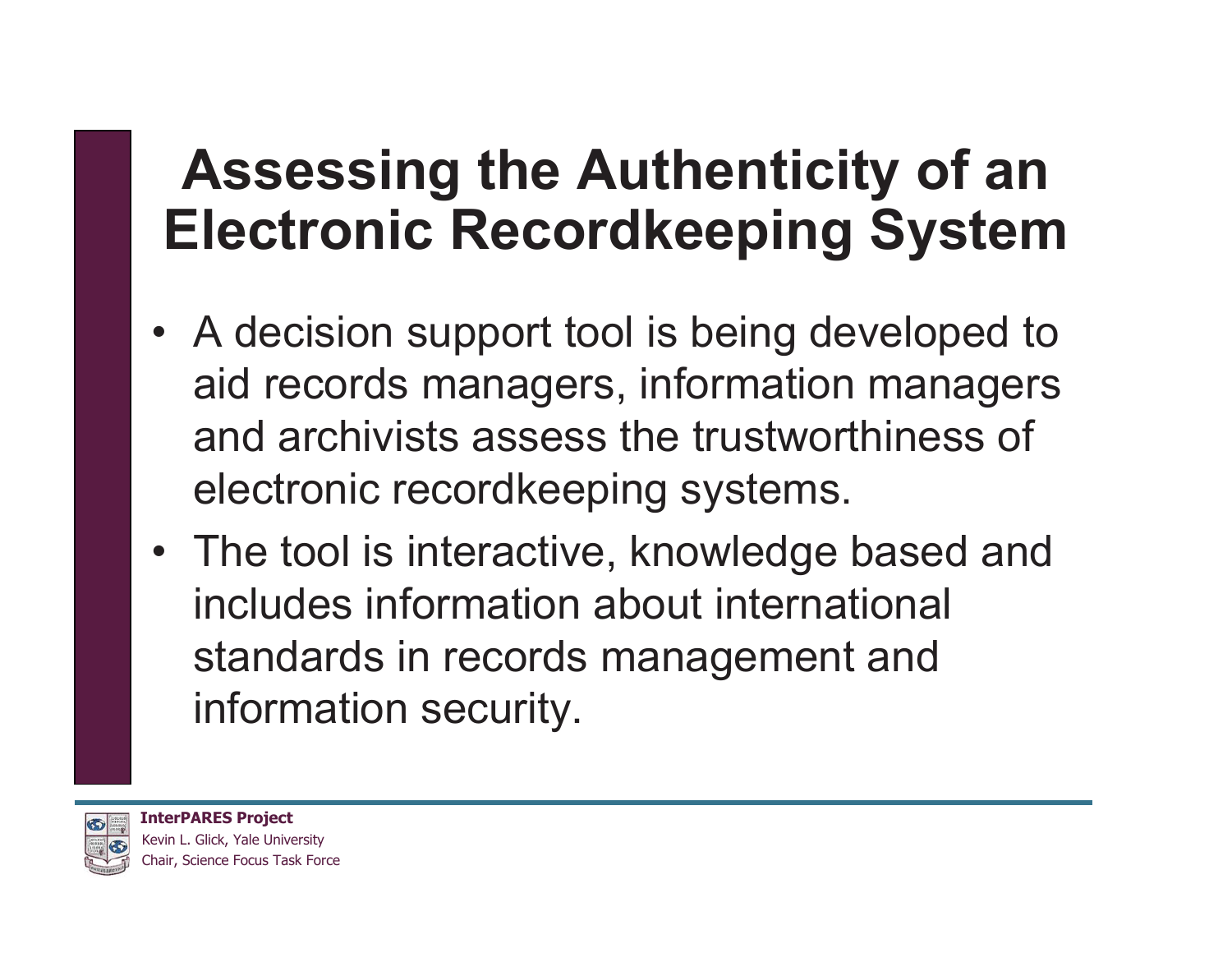# Assessing the Authenticity of an Electronic Recordkeeping System

- A decision support tool is being developed to aid records managers, information managers and archivists assess the trustworthiness of electronic recordkeeping systems.
- The tool is interactive, knowledge based and includes information about international standards in records management and information security.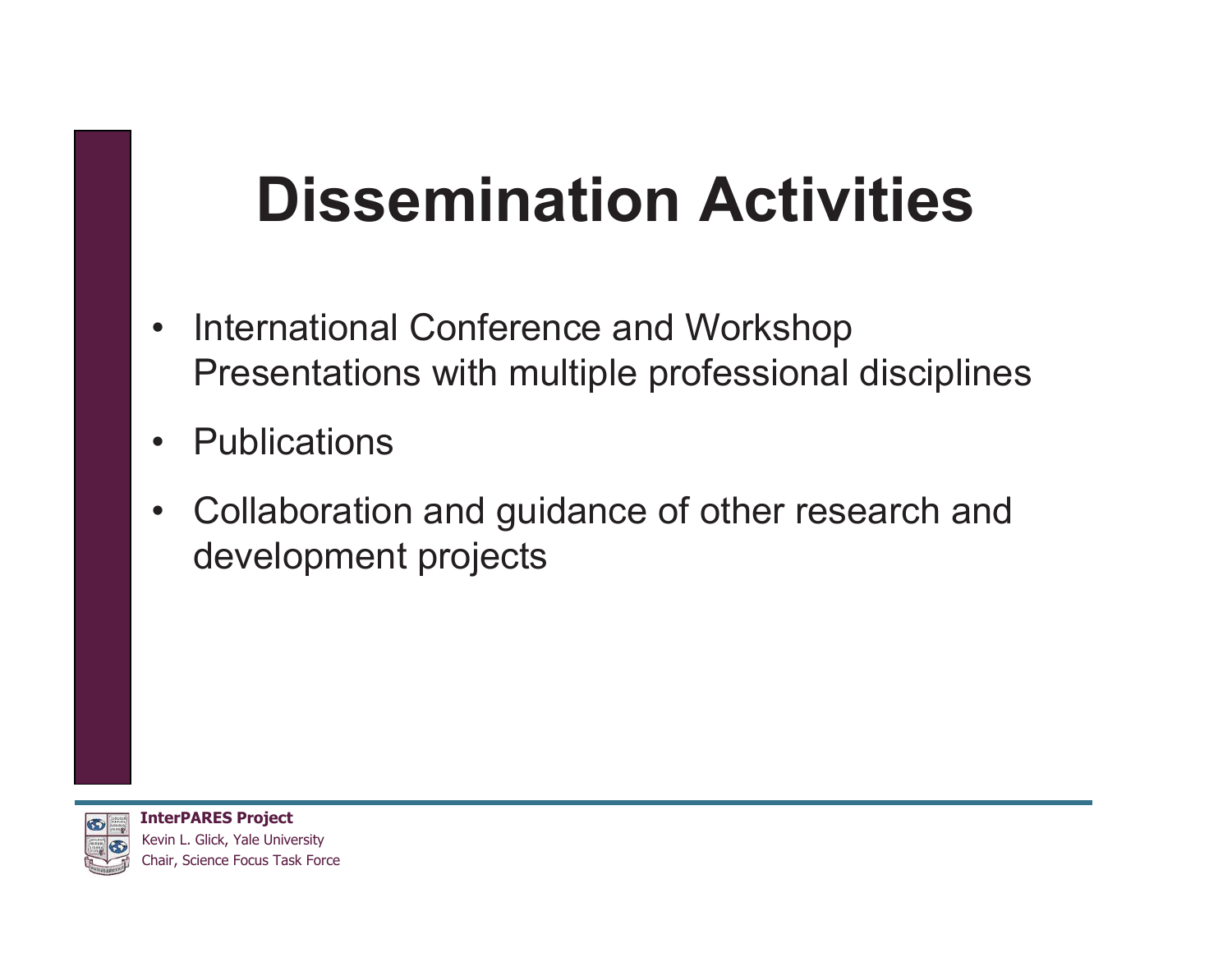# Dissemination Activities

- International Conference and Workshop Presentations with multiple professional disciplines
- Publications
- Collaboration and guidance of other research and development projects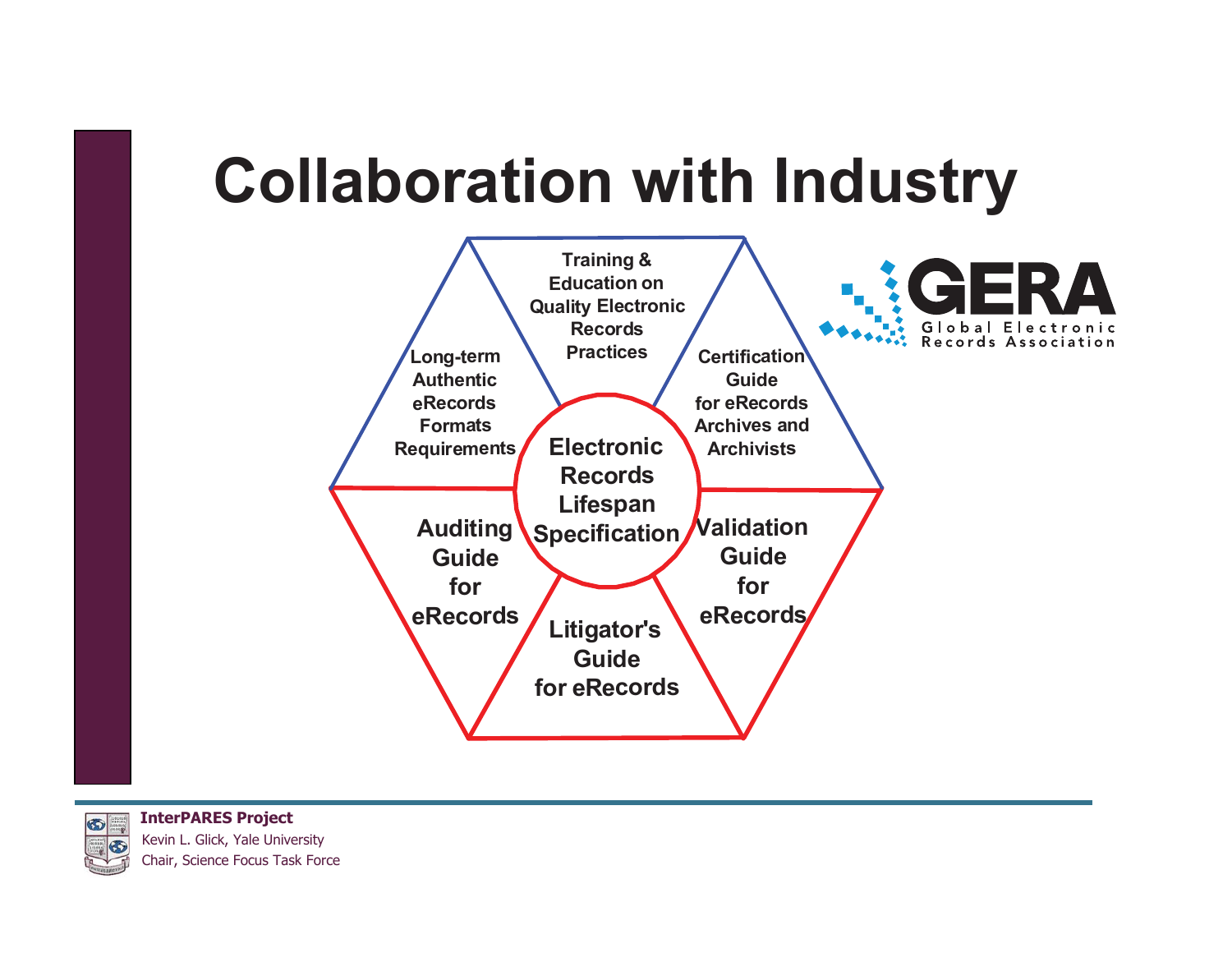# Collaboration with Industry

Training & Education on Quality Electronic Records Practices

Certification Guide for eRecords Archives and Archivists

Validation Guide for eRecords

Litigator's Guide for eRecords

Auditing Guide for eRecords

Long-term Authentic eRecords Formats Requirements

Electronic Records Lifespan Specification

GERA
Global Electronic Records Association

**InterPARES Project**
Kevin L. Glick, Yale University
Chair, Science Focus Task Force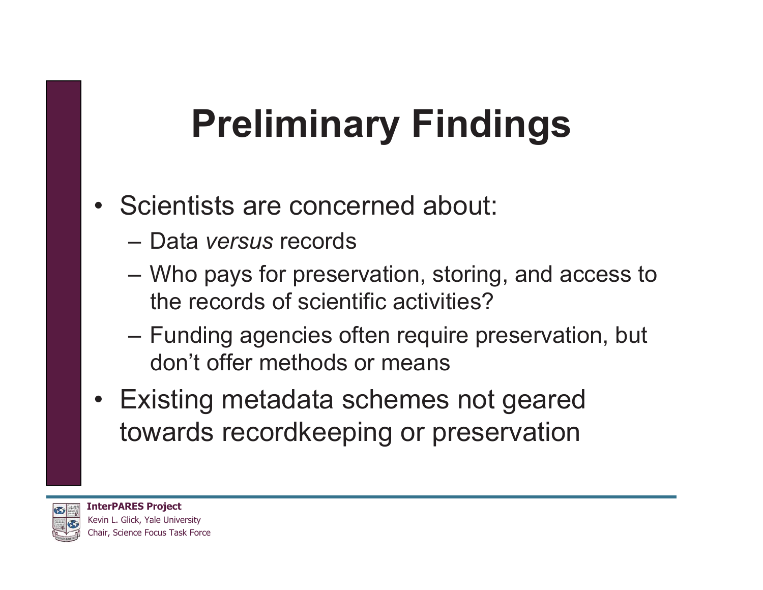# Preliminary Findings

- Scientists are concerned about:
  - Data *versus* records
  - Who pays for preservation, storing, and access to the records of scientific activities?
  - Funding agencies often require preservation, but don't offer methods or means
- Existing metadata schemes not geared towards recordkeeping or preservation